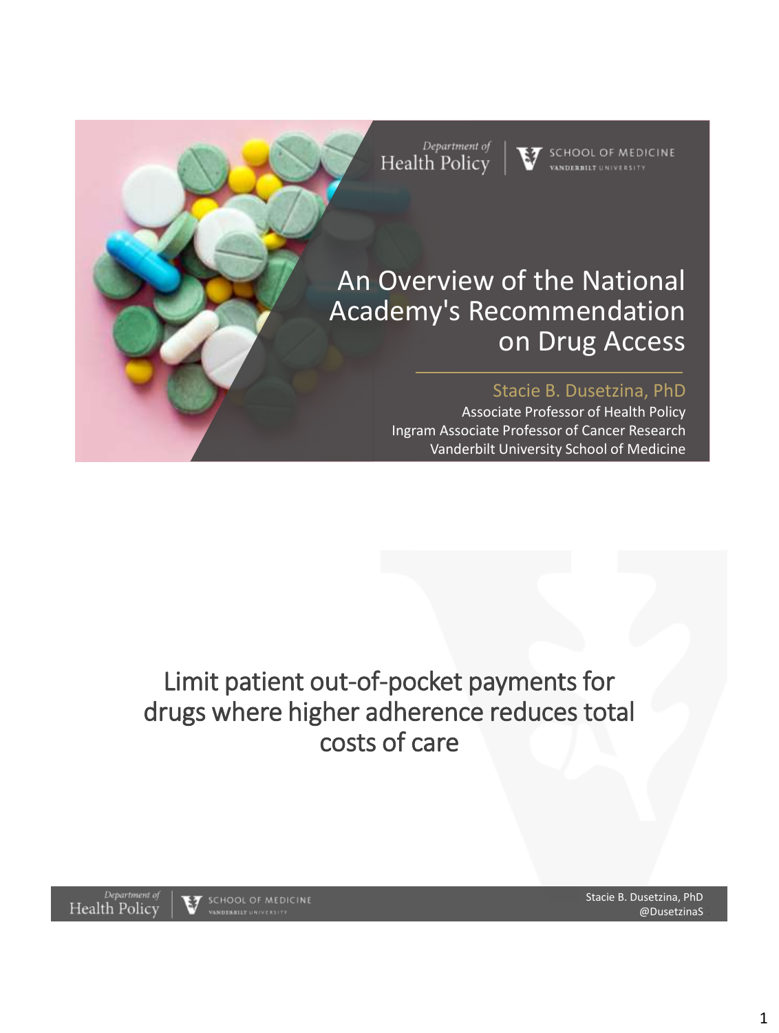Department of Health Policy | School of Medicine, Vanderbilt University

# An Overview of the National Academy's Recommendation on Drug Access

**Stacie B. Dusetzina, PhD**

Associate Professor of Health Policy
Ingram Associate Professor of Cancer Research
Vanderbilt University School of Medicine

---

## Limit patient out-of-pocket payments for drugs where higher adherence reduces total costs of care

Stacie B. Dusetzina, PhD
@DusetzinaS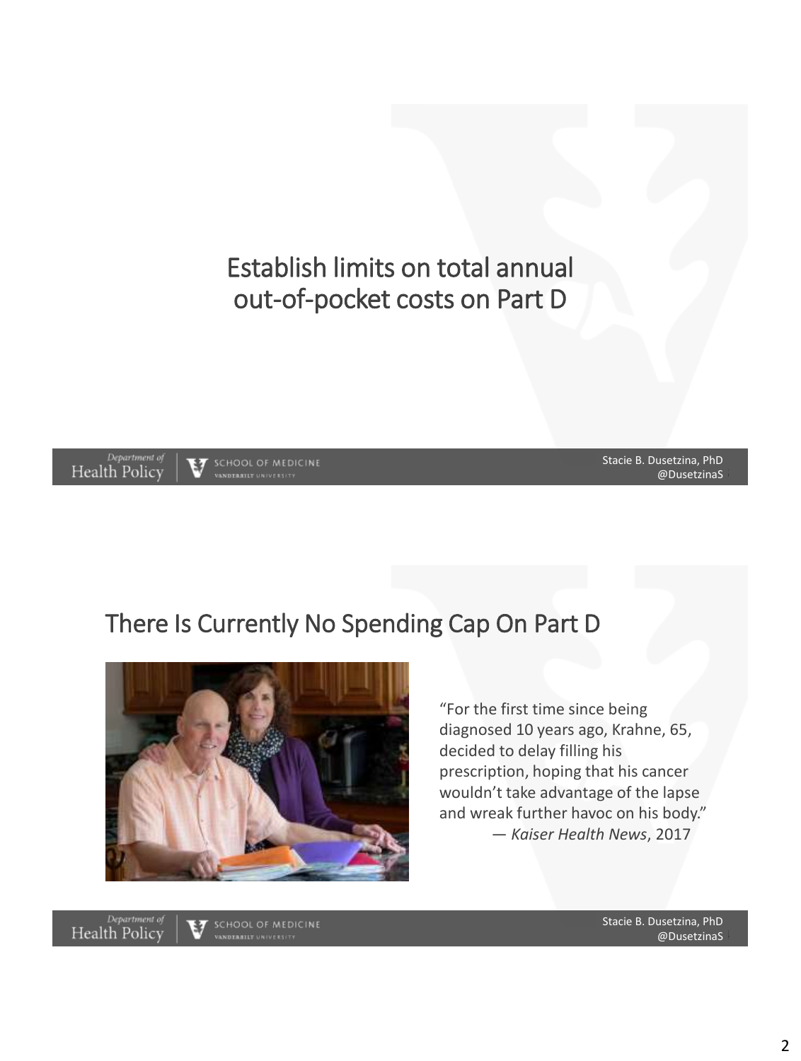# Establish limits on total annual out-of-pocket costs on Part D

## There Is Currently No Spending Cap On Part D

"For the first time since being diagnosed 10 years ago, Krahne, 65, decided to delay filling his prescription, hoping that his cancer wouldn't take advantage of the lapse and wreak further havoc on his body."
— *Kaiser Health News*, 2017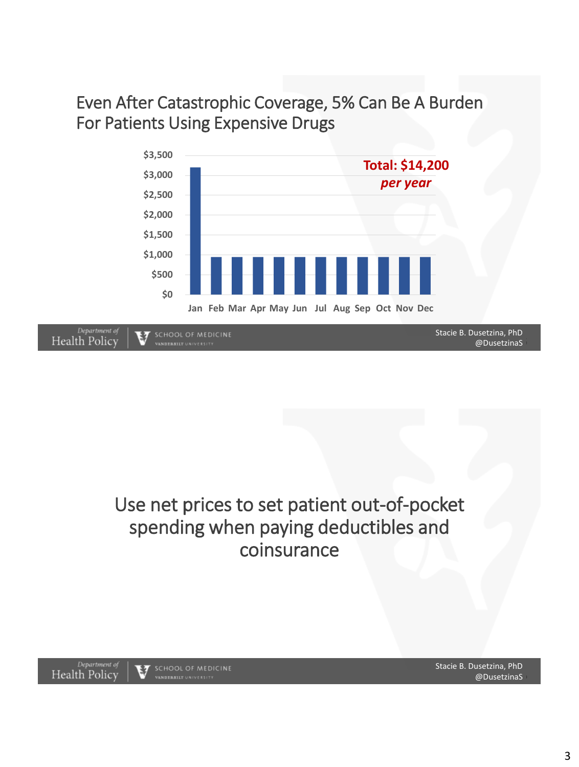## Even After Catastrophic Coverage, 5% Can Be A Burden For Patients Using Expensive Drugs

$3,500
$3,000
$2,500
$2,000
$1,500
$1,000
$500
$0

Jan Feb Mar Apr May Jun Jul Aug Sep Oct Nov Dec

**Total: $14,200**
***per year***

Department of Health Policy | SCHOOL OF MEDICINE VANDERBILT UNIVERSITY

Stacie B. Dusetzina, PhD
@DusetzinaS

## Use net prices to set patient out-of-pocket spending when paying deductibles and coinsurance

Department of Health Policy | SCHOOL OF MEDICINE VANDERBILT UNIVERSITY

Stacie B. Dusetzina, PhD
@DusetzinaS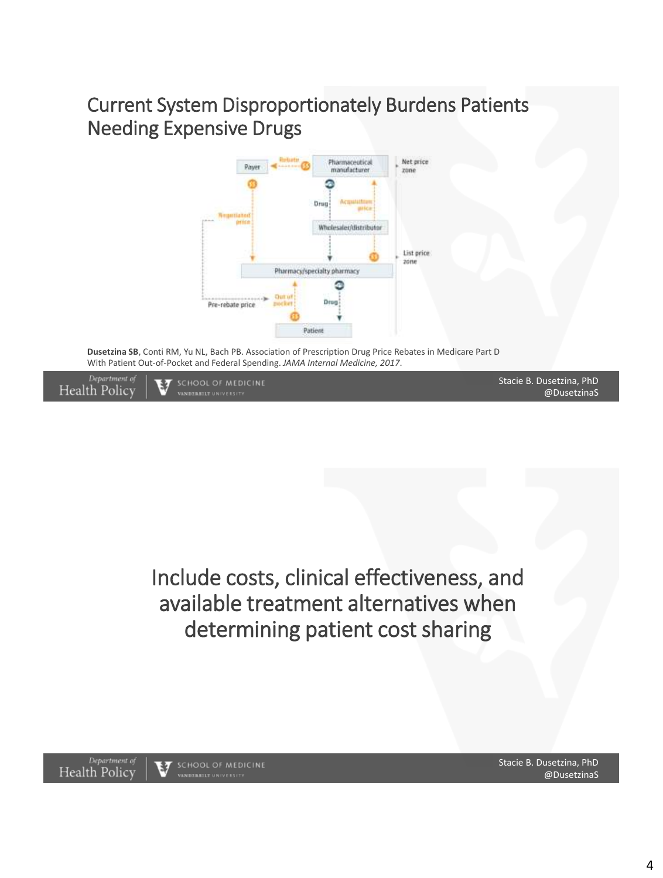## Current System Disproportionately Burdens Patients Needing Expensive Drugs

Payer | Rebate | Pharmaceutical manufacturer | Net price zone

Negotiated price | Drug | Acquisition price

Wholesaler/distributor | List price zone

Pharmacy/specialty pharmacy

Pre-rebate price | Out of pocket | Drug

Patient

**Dusetzina SB**, Conti RM, Yu NL, Bach PB. Association of Prescription Drug Price Rebates in Medicare Part D With Patient Out-of-Pocket and Federal Spending. *JAMA Internal Medicine, 2017*.

Department of Health Policy | SCHOOL OF MEDICINE VANDERBILT UNIVERSITY

Stacie B. Dusetzina, PhD
@DusetzinaS

## Include costs, clinical effectiveness, and available treatment alternatives when determining patient cost sharing

Department of Health Policy | SCHOOL OF MEDICINE VANDERBILT UNIVERSITY

Stacie B. Dusetzina, PhD
@DusetzinaS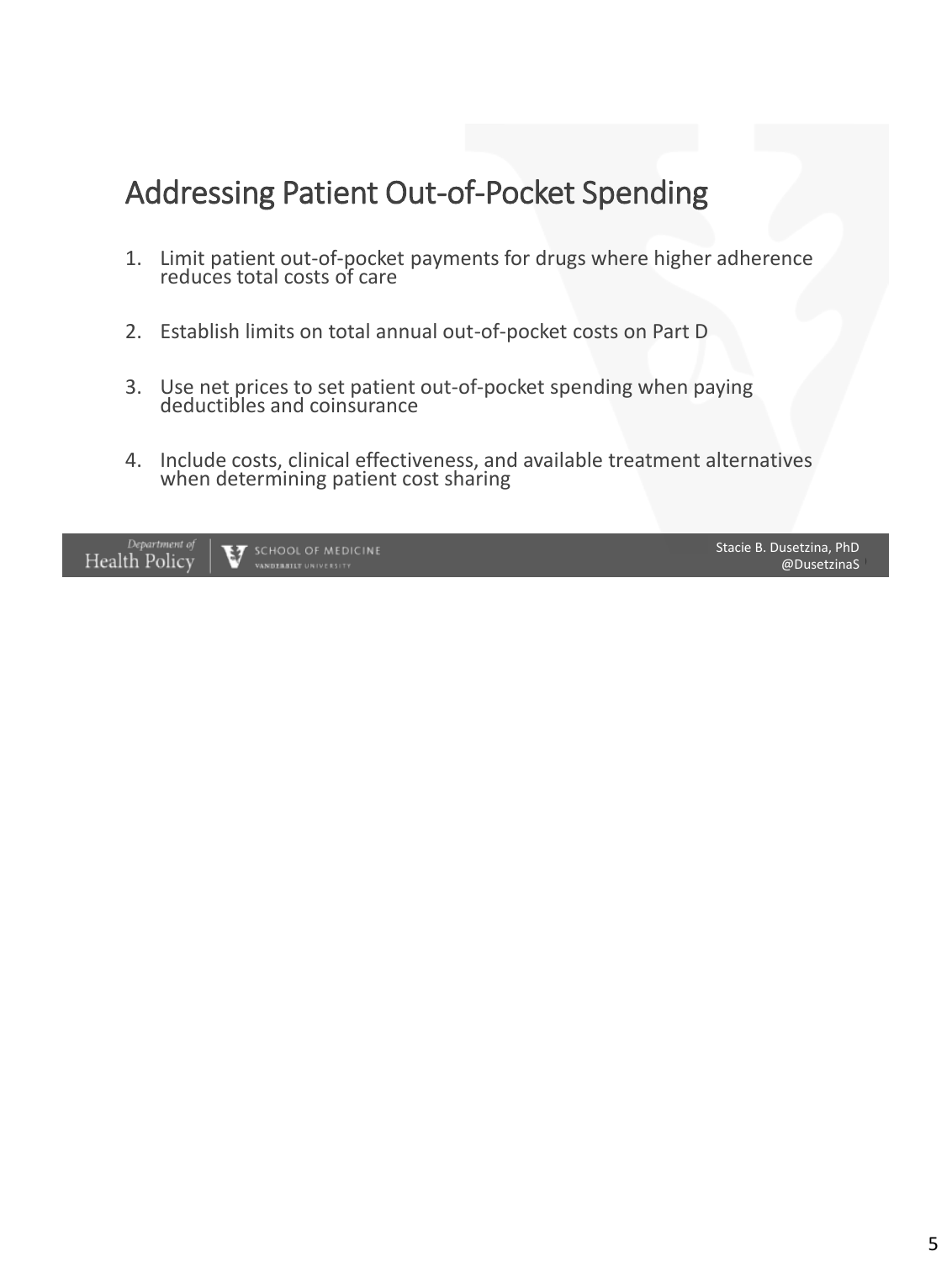## Addressing Patient Out-of-Pocket Spending

1. Limit patient out-of-pocket payments for drugs where higher adherence reduces total costs of care
2. Establish limits on total annual out-of-pocket costs on Part D
3. Use net prices to set patient out-of-pocket spending when paying deductibles and coinsurance
4. Include costs, clinical effectiveness, and available treatment alternatives when determining patient cost sharing

Department of Health Policy | SCHOOL OF MEDICINE VANDERBILT UNIVERSITY

Stacie B. Dusetzina, PhD
@DusetzinaS